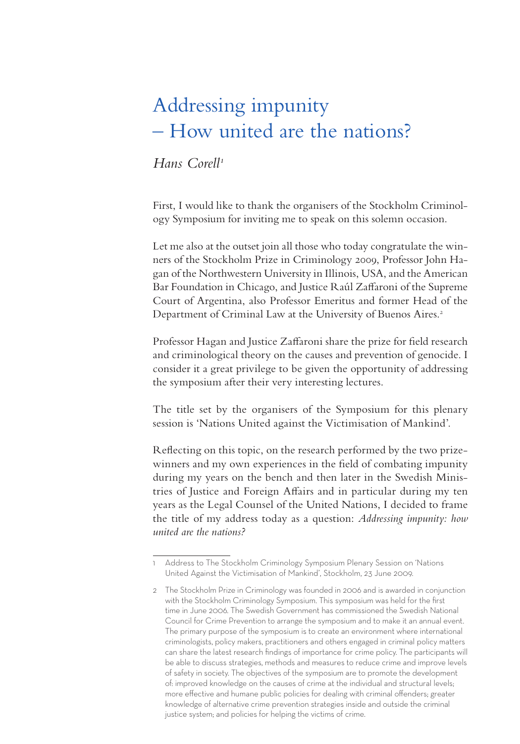# Addressing impunity – How united are the nations?

*Hans Corell*[1]

First, I would like to thank the organisers of the Stockholm Criminology Symposium for inviting me to speak on this solemn occasion.

Let me also at the outset join all those who today congratulate the winners of the Stockholm Prize in Criminology 2009, Professor John Hagan of the Northwestern University in Illinois, USA, and the American Bar Foundation in Chicago, and Justice Raúl Zaffaroni of the Supreme Court of Argentina, also Professor Emeritus and former Head of the Department of Criminal Law at the University of Buenos Aires.[2]

Professor Hagan and Justice Zaffaroni share the prize for field research and criminological theory on the causes and prevention of genocide. I consider it a great privilege to be given the opportunity of addressing the symposium after their very interesting lectures.

The title set by the organisers of the Symposium for this plenary session is 'Nations United against the Victimisation of Mankind'.

Reflecting on this topic, on the research performed by the two prize-winners and my own experiences in the field of combating impunity during my years on the bench and then later in the Swedish Ministries of Justice and Foreign Affairs and in particular during my ten years as the Legal Counsel of the United Nations, I decided to frame the title of my address today as a question: *Addressing impunity: how united are the nations?*

---

1 Address to The Stockholm Criminology Symposium Plenary Session on 'Nations United Against the Victimisation of Mankind', Stockholm, 23 June 2009.

2 The Stockholm Prize in Criminology was founded in 2006 and is awarded in conjunction with the Stockholm Criminology Symposium. This symposium was held for the first time in June 2006. The Swedish Government has commissioned the Swedish National Council for Crime Prevention to arrange the symposium and to make it an annual event. The primary purpose of the symposium is to create an environment where international criminologists, policy makers, practitioners and others engaged in criminal policy matters can share the latest research findings of importance for crime policy. The participants will be able to discuss strategies, methods and measures to reduce crime and improve levels of safety in society. The objectives of the symposium are to promote the development of: improved knowledge on the causes of crime at the individual and structural levels; more effective and humane public policies for dealing with criminal offenders; greater knowledge of alternative crime prevention strategies inside and outside the criminal justice system; and policies for helping the victims of crime.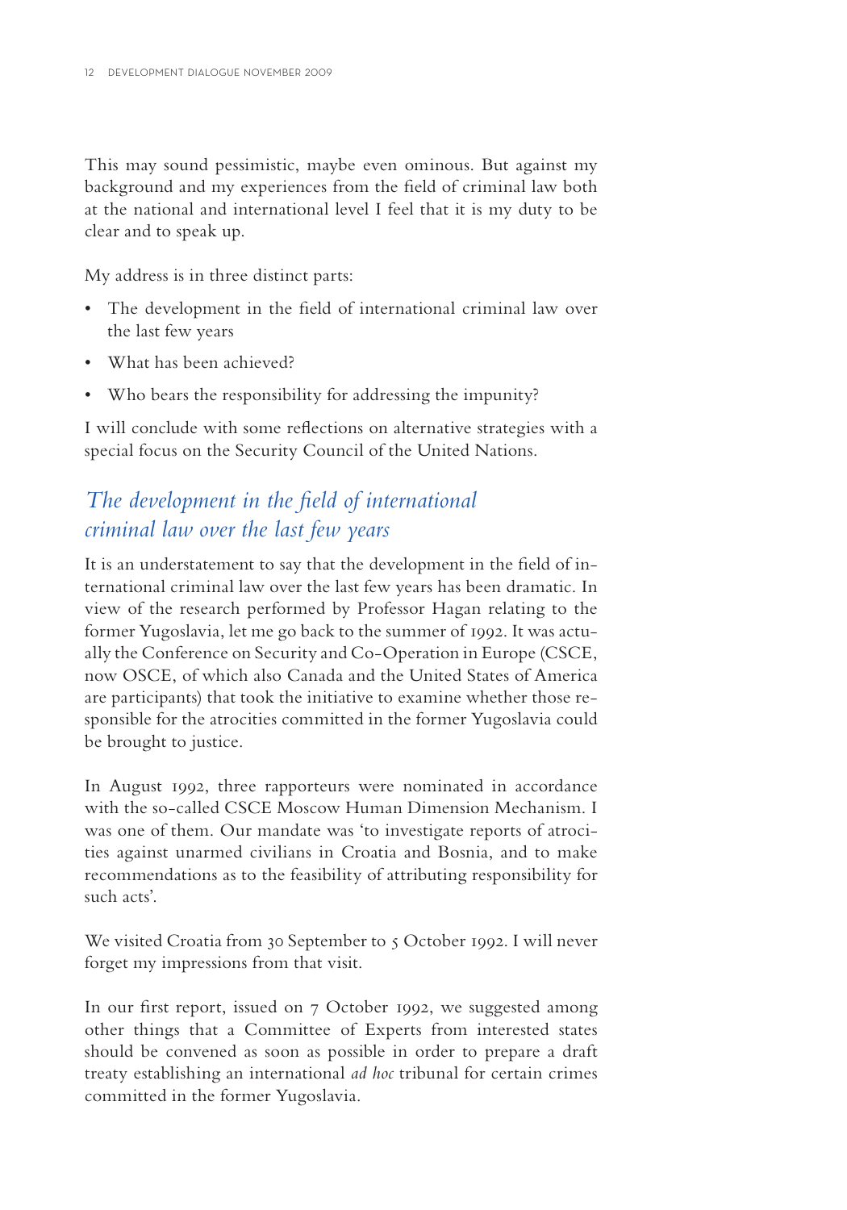This may sound pessimistic, maybe even ominous. But against my background and my experiences from the field of criminal law both at the national and international level I feel that it is my duty to be clear and to speak up.

My address is in three distinct parts:

- The development in the field of international criminal law over the last few years
- What has been achieved?
- Who bears the responsibility for addressing the impunity?

I will conclude with some reflections on alternative strategies with a special focus on the Security Council of the United Nations.

## *The development in the field of international criminal law over the last few years*

It is an understatement to say that the development in the field of international criminal law over the last few years has been dramatic. In view of the research performed by Professor Hagan relating to the former Yugoslavia, let me go back to the summer of 1992. It was actually the Conference on Security and Co-Operation in Europe (CSCE, now OSCE, of which also Canada and the United States of America are participants) that took the initiative to examine whether those responsible for the atrocities committed in the former Yugoslavia could be brought to justice.

In August 1992, three rapporteurs were nominated in accordance with the so-called CSCE Moscow Human Dimension Mechanism. I was one of them. Our mandate was 'to investigate reports of atrocities against unarmed civilians in Croatia and Bosnia, and to make recommendations as to the feasibility of attributing responsibility for such acts'.

We visited Croatia from 30 September to 5 October 1992. I will never forget my impressions from that visit.

In our first report, issued on 7 October 1992, we suggested among other things that a Committee of Experts from interested states should be convened as soon as possible in order to prepare a draft treaty establishing an international *ad hoc* tribunal for certain crimes committed in the former Yugoslavia.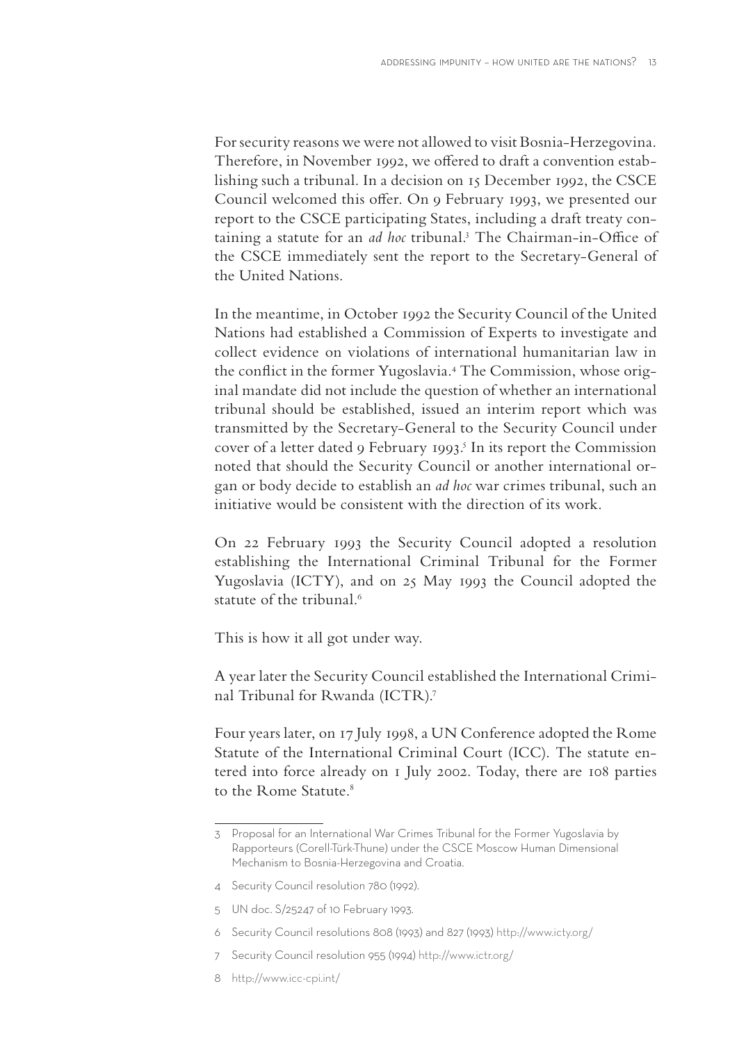For security reasons we were not allowed to visit Bosnia-Herzegovina. Therefore, in November 1992, we offered to draft a convention establishing such a tribunal. In a decision on 15 December 1992, the CSCE Council welcomed this offer. On 9 February 1993, we presented our report to the CSCE participating States, including a draft treaty containing a statute for an *ad hoc* tribunal.[3] The Chairman-in-Office of the CSCE immediately sent the report to the Secretary-General of the United Nations.

In the meantime, in October 1992 the Security Council of the United Nations had established a Commission of Experts to investigate and collect evidence on violations of international humanitarian law in the conflict in the former Yugoslavia.[4] The Commission, whose original mandate did not include the question of whether an international tribunal should be established, issued an interim report which was transmitted by the Secretary-General to the Security Council under cover of a letter dated 9 February 1993.[5] In its report the Commission noted that should the Security Council or another international organ or body decide to establish an *ad hoc* war crimes tribunal, such an initiative would be consistent with the direction of its work.

On 22 February 1993 the Security Council adopted a resolution establishing the International Criminal Tribunal for the Former Yugoslavia (ICTY), and on 25 May 1993 the Council adopted the statute of the tribunal.[6]

This is how it all got under way.

A year later the Security Council established the International Criminal Tribunal for Rwanda (ICTR).[7]

Four years later, on 17 July 1998, a UN Conference adopted the Rome Statute of the International Criminal Court (ICC). The statute entered into force already on 1 July 2002. Today, there are 108 parties to the Rome Statute.[8]

---

3 Proposal for an International War Crimes Tribunal for the Former Yugoslavia by Rapporteurs (Corell-Türk-Thune) under the CSCE Moscow Human Dimensional Mechanism to Bosnia-Herzegovina and Croatia.

4 Security Council resolution 780 (1992).

5 UN doc. S/25247 of 10 February 1993.

6 Security Council resolutions 808 (1993) and 827 (1993) http://www.icty.org/

7 Security Council resolution 955 (1994) http://www.ictr.org/

8 http://www.icc-cpi.int/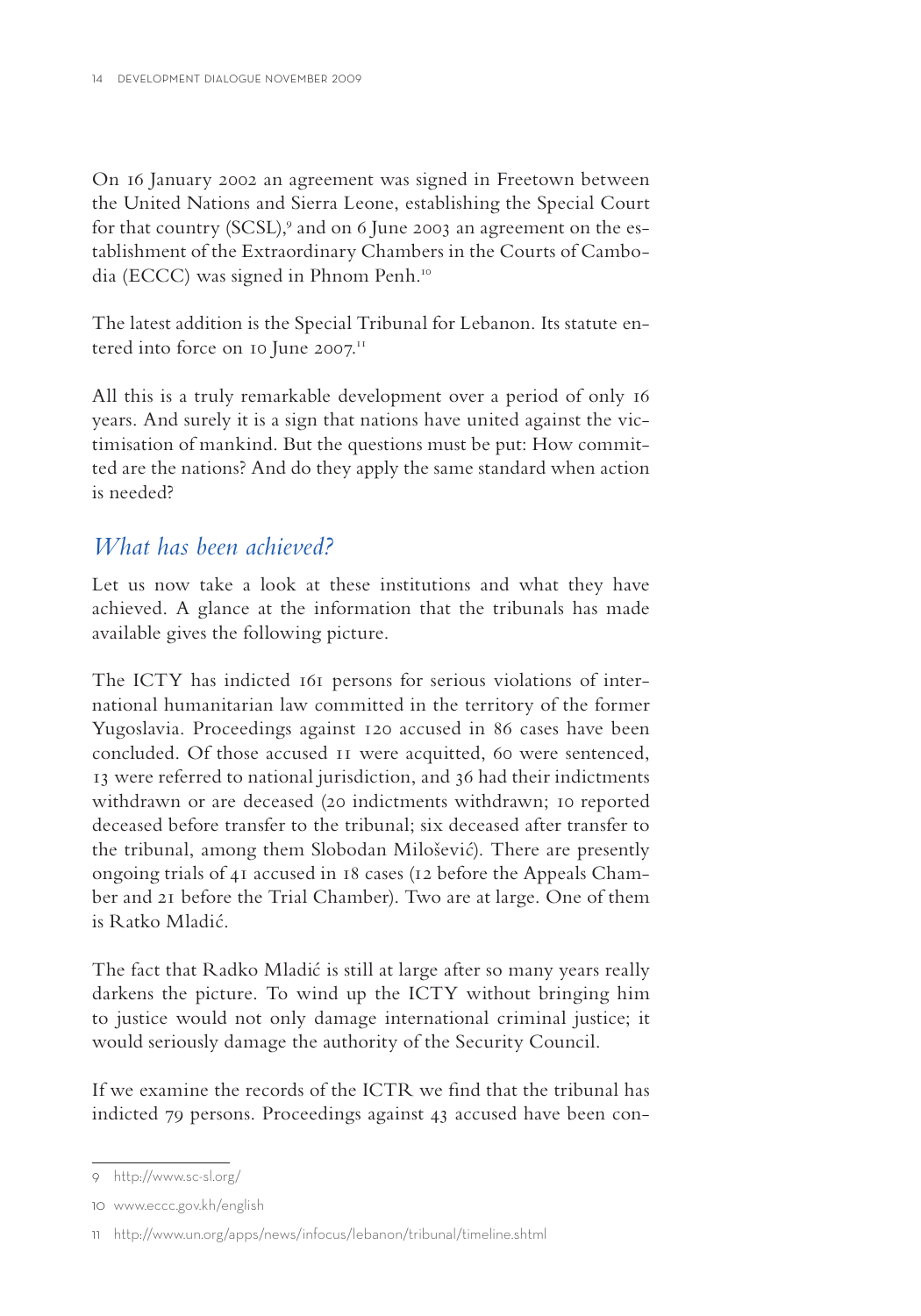On 16 January 2002 an agreement was signed in Freetown between the United Nations and Sierra Leone, establishing the Special Court for that country (SCSL),[9] and on 6 June 2003 an agreement on the establishment of the Extraordinary Chambers in the Courts of Cambodia (ECCC) was signed in Phnom Penh.[10]

The latest addition is the Special Tribunal for Lebanon. Its statute entered into force on 10 June 2007.[11]

All this is a truly remarkable development over a period of only 16 years. And surely it is a sign that nations have united against the victimisation of mankind. But the questions must be put: How committed are the nations? And do they apply the same standard when action is needed?

## *What has been achieved?*

Let us now take a look at these institutions and what they have achieved. A glance at the information that the tribunals has made available gives the following picture.

The ICTY has indicted 161 persons for serious violations of international humanitarian law committed in the territory of the former Yugoslavia. Proceedings against 120 accused in 86 cases have been concluded. Of those accused 11 were acquitted, 60 were sentenced, 13 were referred to national jurisdiction, and 36 had their indictments withdrawn or are deceased (20 indictments withdrawn; 10 reported deceased before transfer to the tribunal; six deceased after transfer to the tribunal, among them Slobodan Milošević). There are presently ongoing trials of 41 accused in 18 cases (12 before the Appeals Chamber and 21 before the Trial Chamber). Two are at large. One of them is Ratko Mladić.

The fact that Radko Mladić is still at large after so many years really darkens the picture. To wind up the ICTY without bringing him to justice would not only damage international criminal justice; it would seriously damage the authority of the Security Council.

If we examine the records of the ICTR we find that the tribunal has indicted 79 persons. Proceedings against 43 accused have been con-

---

9 http://www.sc-sl.org/

10 www.eccc.gov.kh/english

11 http://www.un.org/apps/news/infocus/lebanon/tribunal/timeline.shtml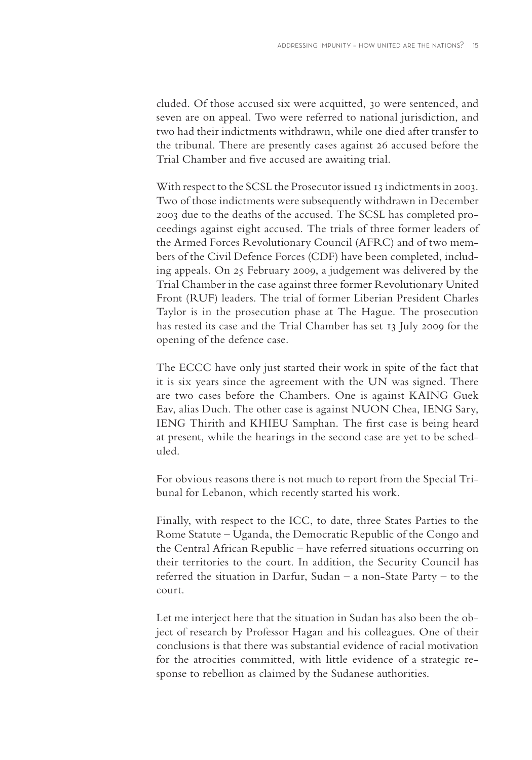cluded. Of those accused six were acquitted, 30 were sentenced, and seven are on appeal. Two were referred to national jurisdiction, and two had their indictments withdrawn, while one died after transfer to the tribunal. There are presently cases against 26 accused before the Trial Chamber and five accused are awaiting trial.

With respect to the SCSL the Prosecutor issued 13 indictments in 2003. Two of those indictments were subsequently withdrawn in December 2003 due to the deaths of the accused. The SCSL has completed proceedings against eight accused. The trials of three former leaders of the Armed Forces Revolutionary Council (AFRC) and of two members of the Civil Defence Forces (CDF) have been completed, including appeals. On 25 February 2009, a judgement was delivered by the Trial Chamber in the case against three former Revolutionary United Front (RUF) leaders. The trial of former Liberian President Charles Taylor is in the prosecution phase at The Hague. The prosecution has rested its case and the Trial Chamber has set 13 July 2009 for the opening of the defence case.

The ECCC have only just started their work in spite of the fact that it is six years since the agreement with the UN was signed. There are two cases before the Chambers. One is against KAING Guek Eav, alias Duch. The other case is against NUON Chea, IENG Sary, IENG Thirith and KHIEU Samphan. The first case is being heard at present, while the hearings in the second case are yet to be scheduled.

For obvious reasons there is not much to report from the Special Tribunal for Lebanon, which recently started his work.

Finally, with respect to the ICC, to date, three States Parties to the Rome Statute – Uganda, the Democratic Republic of the Congo and the Central African Republic – have referred situations occurring on their territories to the court. In addition, the Security Council has referred the situation in Darfur, Sudan – a non-State Party – to the court.

Let me interject here that the situation in Sudan has also been the object of research by Professor Hagan and his colleagues. One of their conclusions is that there was substantial evidence of racial motivation for the atrocities committed, with little evidence of a strategic response to rebellion as claimed by the Sudanese authorities.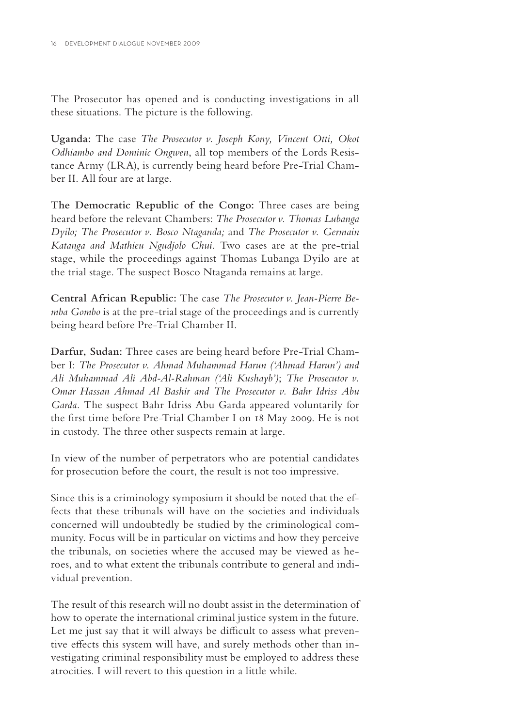The Prosecutor has opened and is conducting investigations in all these situations. The picture is the following.

**Uganda:** The case *The Prosecutor v. Joseph Kony, Vincent Otti, Okot Odhiambo and Dominic Ongwen*, all top members of the Lords Resistance Army (LRA), is currently being heard before Pre-Trial Chamber II. All four are at large.

**The Democratic Republic of the Congo:** Three cases are being heard before the relevant Chambers: *The Prosecutor v. Thomas Lubanga Dyilo; The Prosecutor v. Bosco Ntaganda;* and *The Prosecutor v. Germain Katanga and Mathieu Ngudjolo Chui.* Two cases are at the pre-trial stage, while the proceedings against Thomas Lubanga Dyilo are at the trial stage. The suspect Bosco Ntaganda remains at large.

**Central African Republic:** The case *The Prosecutor v. Jean-Pierre Bemba Gombo* is at the pre-trial stage of the proceedings and is currently being heard before Pre-Trial Chamber II.

**Darfur, Sudan:** Three cases are being heard before Pre-Trial Chamber I: *The Prosecutor v. Ahmad Muhammad Harun ('Ahmad Harun') and Ali Muhammad Ali Abd-Al-Rahman ('Ali Kushayb')*; *The Prosecutor v. Omar Hassan Ahmad Al Bashir and The Prosecutor v. Bahr Idriss Abu Garda.* The suspect Bahr Idriss Abu Garda appeared voluntarily for the first time before Pre-Trial Chamber I on 18 May 2009. He is not in custody. The three other suspects remain at large.

In view of the number of perpetrators who are potential candidates for prosecution before the court, the result is not too impressive.

Since this is a criminology symposium it should be noted that the effects that these tribunals will have on the societies and individuals concerned will undoubtedly be studied by the criminological community. Focus will be in particular on victims and how they perceive the tribunals, on societies where the accused may be viewed as heroes, and to what extent the tribunals contribute to general and individual prevention.

The result of this research will no doubt assist in the determination of how to operate the international criminal justice system in the future. Let me just say that it will always be difficult to assess what preventive effects this system will have, and surely methods other than investigating criminal responsibility must be employed to address these atrocities. I will revert to this question in a little while.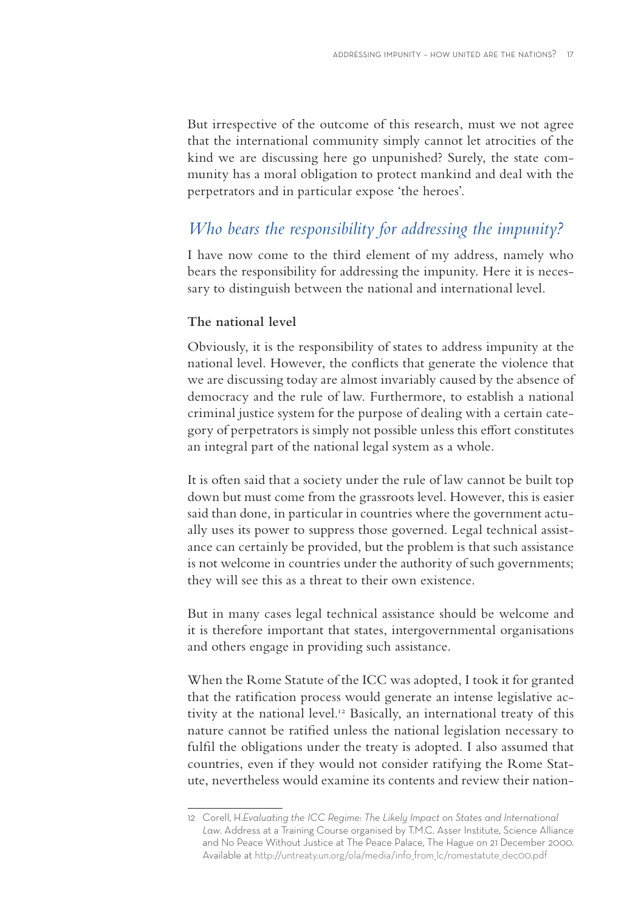But irrespective of the outcome of this research, must we not agree that the international community simply cannot let atrocities of the kind we are discussing here go unpunished? Surely, the state community has a moral obligation to protect mankind and deal with the perpetrators and in particular expose 'the heroes'.

## *Who bears the responsibility for addressing the impunity?*

I have now come to the third element of my address, namely who bears the responsibility for addressing the impunity. Here it is necessary to distinguish between the national and international level.

### The national level

Obviously, it is the responsibility of states to address impunity at the national level. However, the conflicts that generate the violence that we are discussing today are almost invariably caused by the absence of democracy and the rule of law. Furthermore, to establish a national criminal justice system for the purpose of dealing with a certain category of perpetrators is simply not possible unless this effort constitutes an integral part of the national legal system as a whole.

It is often said that a society under the rule of law cannot be built top down but must come from the grassroots level. However, this is easier said than done, in particular in countries where the government actually uses its power to suppress those governed. Legal technical assistance can certainly be provided, but the problem is that such assistance is not welcome in countries under the authority of such governments; they will see this as a threat to their own existence.

But in many cases legal technical assistance should be welcome and it is therefore important that states, intergovernmental organisations and others engage in providing such assistance.

When the Rome Statute of the ICC was adopted, I took it for granted that the ratification process would generate an intense legislative activity at the national level.[12] Basically, an international treaty of this nature cannot be ratified unless the national legislation necessary to fulfil the obligations under the treaty is adopted. I also assumed that countries, even if they would not consider ratifying the Rome Statute, nevertheless would examine its contents and review their nation-

---

12 Corell, H. *Evaluating the ICC Regime: The Likely Impact on States and International Law*. Address at a Training Course organised by T.M.C. Asser Institute, Science Alliance and No Peace Without Justice at The Peace Palace, The Hague on 21 December 2000. Available at http://untreaty.un.org/ola/media/info_from_lc/romestatute_dec00.pdf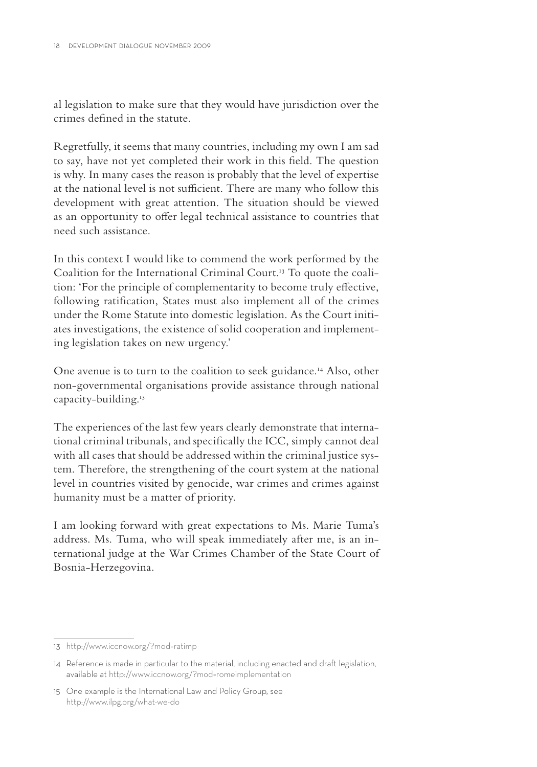al legislation to make sure that they would have jurisdiction over the crimes defined in the statute.

Regretfully, it seems that many countries, including my own I am sad to say, have not yet completed their work in this field. The question is why. In many cases the reason is probably that the level of expertise at the national level is not sufficient. There are many who follow this development with great attention. The situation should be viewed as an opportunity to offer legal technical assistance to countries that need such assistance.

In this context I would like to commend the work performed by the Coalition for the International Criminal Court.[13] To quote the coalition: 'For the principle of complementarity to become truly effective, following ratification, States must also implement all of the crimes under the Rome Statute into domestic legislation. As the Court initiates investigations, the existence of solid cooperation and implementing legislation takes on new urgency.'

One avenue is to turn to the coalition to seek guidance.[14] Also, other non-governmental organisations provide assistance through national capacity-building.[15]

The experiences of the last few years clearly demonstrate that international criminal tribunals, and specifically the ICC, simply cannot deal with all cases that should be addressed within the criminal justice system. Therefore, the strengthening of the court system at the national level in countries visited by genocide, war crimes and crimes against humanity must be a matter of priority.

I am looking forward with great expectations to Ms. Marie Tuma's address. Ms. Tuma, who will speak immediately after me, is an international judge at the War Crimes Chamber of the State Court of Bosnia-Herzegovina.

---

13 http://www.iccnow.org/?mod=ratimp

14 Reference is made in particular to the material, including enacted and draft legislation, available at http://www.iccnow.org/?mod=romeimplementation

15 One example is the International Law and Policy Group, see http://www.ilpg.org/what-we-do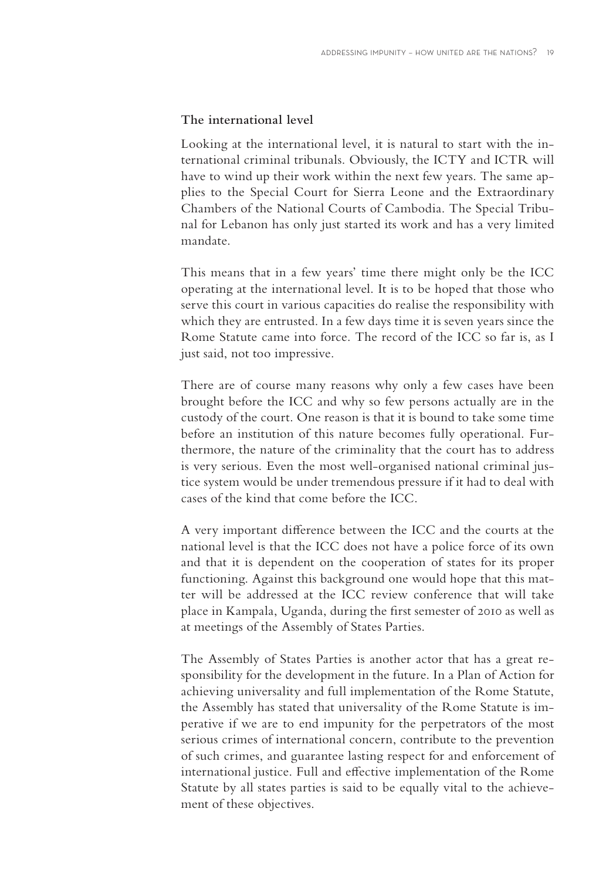### The international level

Looking at the international level, it is natural to start with the international criminal tribunals. Obviously, the ICTY and ICTR will have to wind up their work within the next few years. The same applies to the Special Court for Sierra Leone and the Extraordinary Chambers of the National Courts of Cambodia. The Special Tribunal for Lebanon has only just started its work and has a very limited mandate.

This means that in a few years' time there might only be the ICC operating at the international level. It is to be hoped that those who serve this court in various capacities do realise the responsibility with which they are entrusted. In a few days time it is seven years since the Rome Statute came into force. The record of the ICC so far is, as I just said, not too impressive.

There are of course many reasons why only a few cases have been brought before the ICC and why so few persons actually are in the custody of the court. One reason is that it is bound to take some time before an institution of this nature becomes fully operational. Furthermore, the nature of the criminality that the court has to address is very serious. Even the most well-organised national criminal justice system would be under tremendous pressure if it had to deal with cases of the kind that come before the ICC.

A very important difference between the ICC and the courts at the national level is that the ICC does not have a police force of its own and that it is dependent on the cooperation of states for its proper functioning. Against this background one would hope that this matter will be addressed at the ICC review conference that will take place in Kampala, Uganda, during the first semester of 2010 as well as at meetings of the Assembly of States Parties.

The Assembly of States Parties is another actor that has a great responsibility for the development in the future. In a Plan of Action for achieving universality and full implementation of the Rome Statute, the Assembly has stated that universality of the Rome Statute is imperative if we are to end impunity for the perpetrators of the most serious crimes of international concern, contribute to the prevention of such crimes, and guarantee lasting respect for and enforcement of international justice. Full and effective implementation of the Rome Statute by all states parties is said to be equally vital to the achievement of these objectives.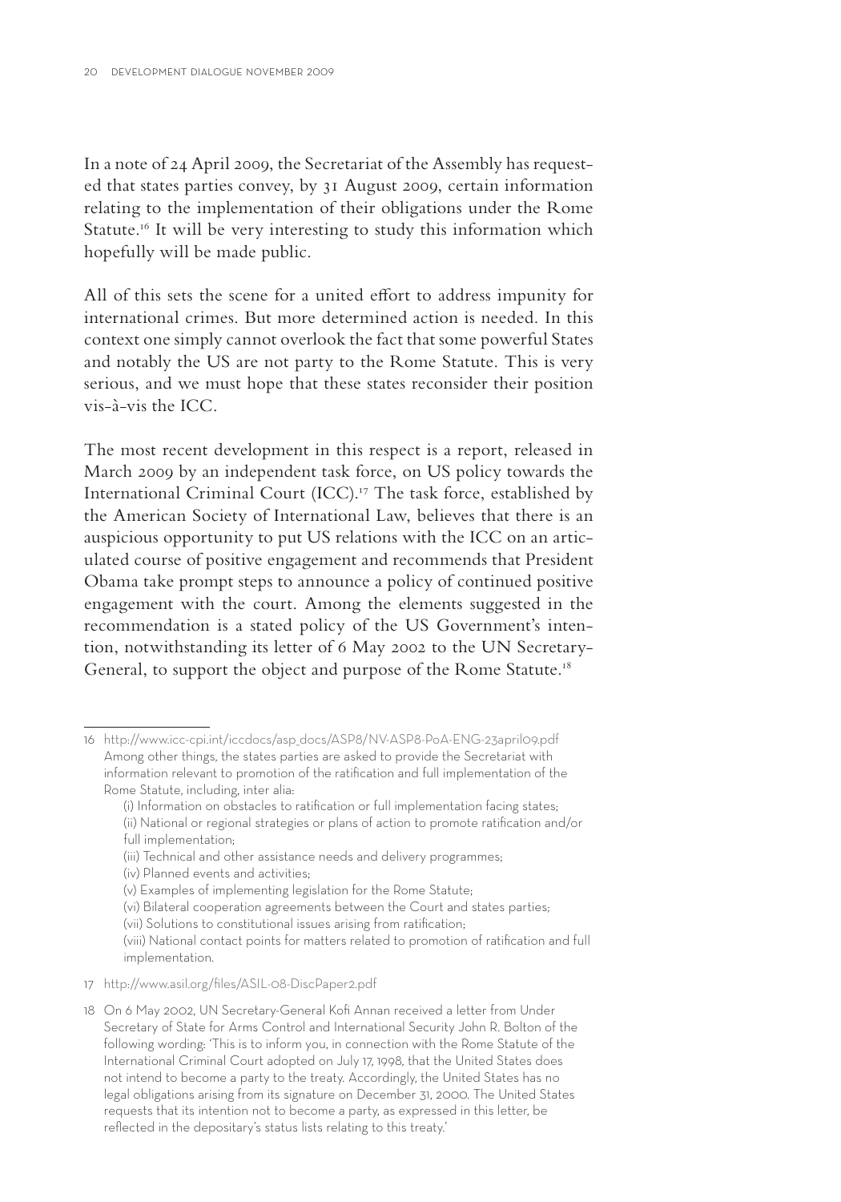In a note of 24 April 2009, the Secretariat of the Assembly has requested that states parties convey, by 31 August 2009, certain information relating to the implementation of their obligations under the Rome Statute.[16] It will be very interesting to study this information which hopefully will be made public.

All of this sets the scene for a united effort to address impunity for international crimes. But more determined action is needed. In this context one simply cannot overlook the fact that some powerful States and notably the US are not party to the Rome Statute. This is very serious, and we must hope that these states reconsider their position vis-à-vis the ICC.

The most recent development in this respect is a report, released in March 2009 by an independent task force, on US policy towards the International Criminal Court (ICC).[17] The task force, established by the American Society of International Law, believes that there is an auspicious opportunity to put US relations with the ICC on an articulated course of positive engagement and recommends that President Obama take prompt steps to announce a policy of continued positive engagement with the court. Among the elements suggested in the recommendation is a stated policy of the US Government's intention, notwithstanding its letter of 6 May 2002 to the UN Secretary-General, to support the object and purpose of the Rome Statute.[18]

---

16 http://www.icc-cpi.int/iccdocs/asp_docs/ASP8/NV-ASP8-PoA-ENG-23april09.pdf Among other things, the states parties are asked to provide the Secretariat with information relevant to promotion of the ratification and full implementation of the Rome Statute, including, inter alia:

(i) Information on obstacles to ratification or full implementation facing states;
(ii) National or regional strategies or plans of action to promote ratification and/or full implementation;
(iii) Technical and other assistance needs and delivery programmes;
(iv) Planned events and activities;
(v) Examples of implementing legislation for the Rome Statute;
(vi) Bilateral cooperation agreements between the Court and states parties;
(vii) Solutions to constitutional issues arising from ratification;
(viii) National contact points for matters related to promotion of ratification and full implementation.

17 http://www.asil.org/files/ASIL-08-DiscPaper2.pdf

18 On 6 May 2002, UN Secretary-General Kofi Annan received a letter from Under Secretary of State for Arms Control and International Security John R. Bolton of the following wording: 'This is to inform you, in connection with the Rome Statute of the International Criminal Court adopted on July 17, 1998, that the United States does not intend to become a party to the treaty. Accordingly, the United States has no legal obligations arising from its signature on December 31, 2000. The United States requests that its intention not to become a party, as expressed in this letter, be reflected in the depositary's status lists relating to this treaty.'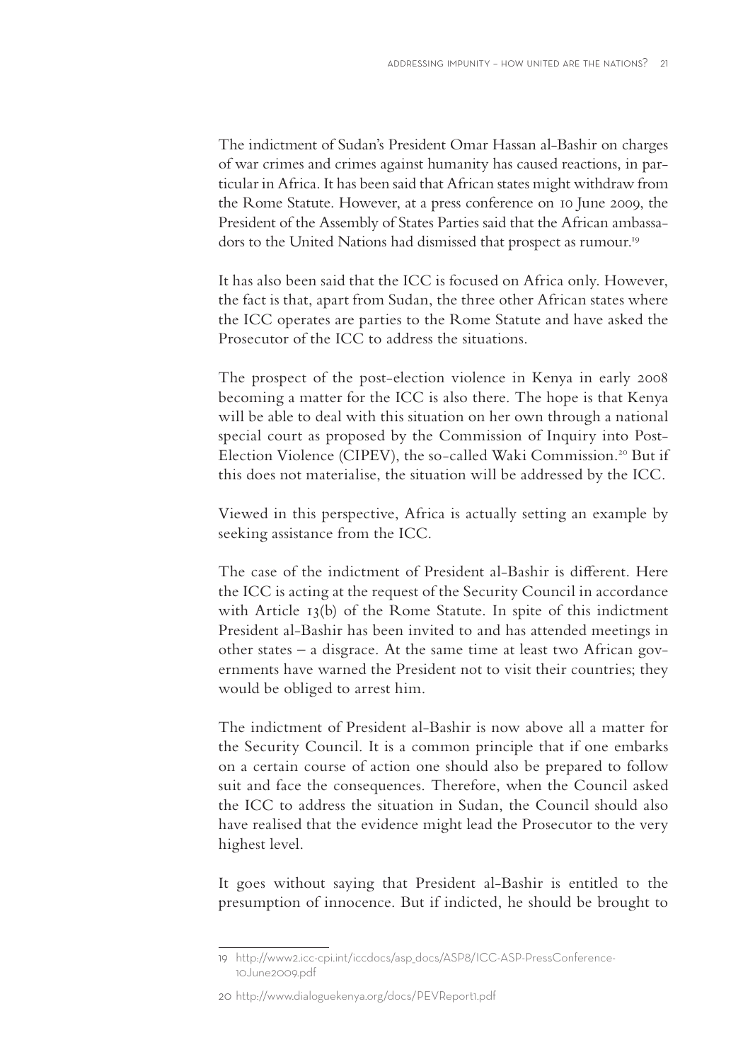The indictment of Sudan's President Omar Hassan al-Bashir on charges of war crimes and crimes against humanity has caused reactions, in particular in Africa. It has been said that African states might withdraw from the Rome Statute. However, at a press conference on 10 June 2009, the President of the Assembly of States Parties said that the African ambassadors to the United Nations had dismissed that prospect as rumour.[19]

It has also been said that the ICC is focused on Africa only. However, the fact is that, apart from Sudan, the three other African states where the ICC operates are parties to the Rome Statute and have asked the Prosecutor of the ICC to address the situations.

The prospect of the post-election violence in Kenya in early 2008 becoming a matter for the ICC is also there. The hope is that Kenya will be able to deal with this situation on her own through a national special court as proposed by the Commission of Inquiry into Post-Election Violence (CIPEV), the so-called Waki Commission.[20] But if this does not materialise, the situation will be addressed by the ICC.

Viewed in this perspective, Africa is actually setting an example by seeking assistance from the ICC.

The case of the indictment of President al-Bashir is different. Here the ICC is acting at the request of the Security Council in accordance with Article 13(b) of the Rome Statute. In spite of this indictment President al-Bashir has been invited to and has attended meetings in other states – a disgrace. At the same time at least two African governments have warned the President not to visit their countries; they would be obliged to arrest him.

The indictment of President al-Bashir is now above all a matter for the Security Council. It is a common principle that if one embarks on a certain course of action one should also be prepared to follow suit and face the consequences. Therefore, when the Council asked the ICC to address the situation in Sudan, the Council should also have realised that the evidence might lead the Prosecutor to the very highest level.

It goes without saying that President al-Bashir is entitled to the presumption of innocence. But if indicted, he should be brought to

---

19 http://www2.icc-cpi.int/iccdocs/asp_docs/ASP8/ICC-ASP-PressConference-10June2009.pdf

20 http://www.dialoguekenya.org/docs/PEVReport1.pdf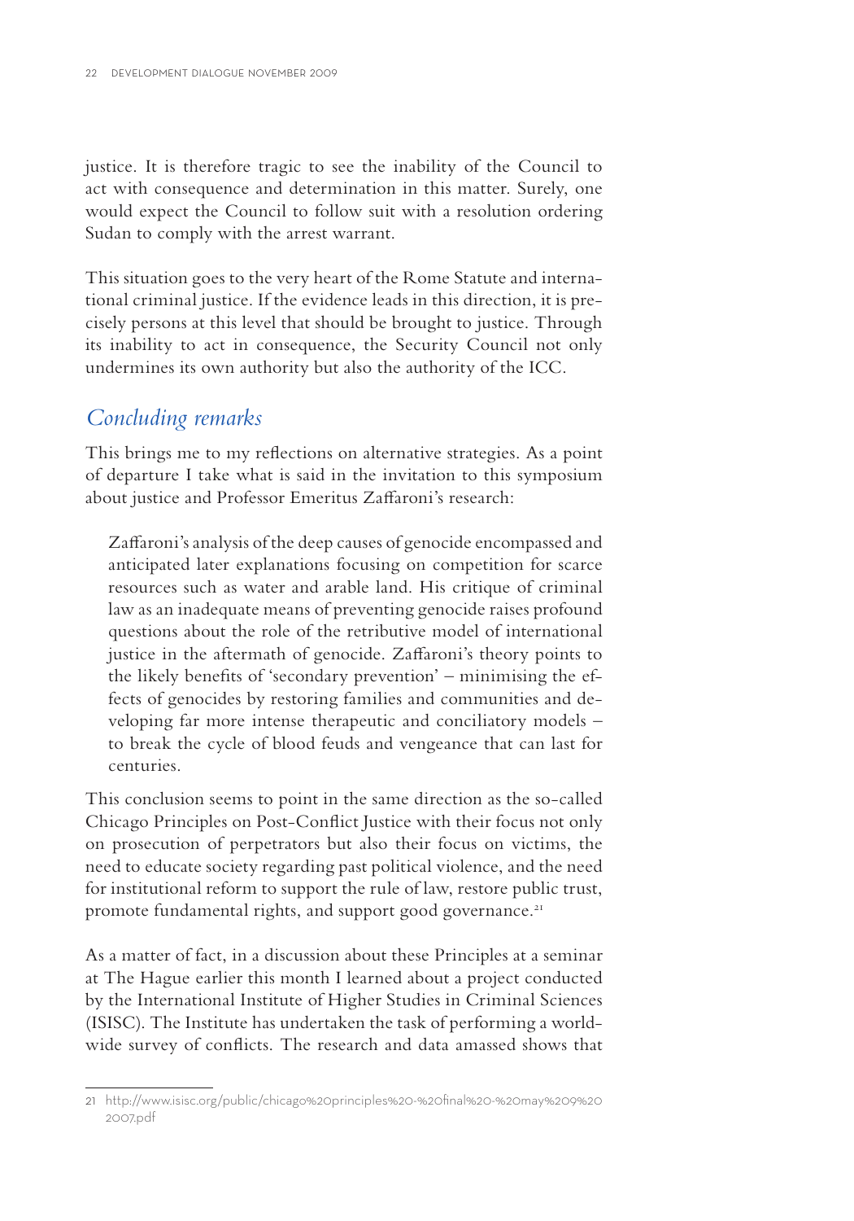justice. It is therefore tragic to see the inability of the Council to act with consequence and determination in this matter. Surely, one would expect the Council to follow suit with a resolution ordering Sudan to comply with the arrest warrant.

This situation goes to the very heart of the Rome Statute and international criminal justice. If the evidence leads in this direction, it is precisely persons at this level that should be brought to justice. Through its inability to act in consequence, the Security Council not only undermines its own authority but also the authority of the ICC.

## *Concluding remarks*

This brings me to my reflections on alternative strategies. As a point of departure I take what is said in the invitation to this symposium about justice and Professor Emeritus Zaffaroni's research:

> Zaffaroni's analysis of the deep causes of genocide encompassed and anticipated later explanations focusing on competition for scarce resources such as water and arable land. His critique of criminal law as an inadequate means of preventing genocide raises profound questions about the role of the retributive model of international justice in the aftermath of genocide. Zaffaroni's theory points to the likely benefits of 'secondary prevention' – minimising the effects of genocides by restoring families and communities and developing far more intense therapeutic and conciliatory models – to break the cycle of blood feuds and vengeance that can last for centuries.

This conclusion seems to point in the same direction as the so-called Chicago Principles on Post-Conflict Justice with their focus not only on prosecution of perpetrators but also their focus on victims, the need to educate society regarding past political violence, and the need for institutional reform to support the rule of law, restore public trust, promote fundamental rights, and support good governance.[21]

As a matter of fact, in a discussion about these Principles at a seminar at The Hague earlier this month I learned about a project conducted by the International Institute of Higher Studies in Criminal Sciences (ISISC). The Institute has undertaken the task of performing a worldwide survey of conflicts. The research and data amassed shows that

---

21 http://www.isisc.org/public/chicago%20principles%20-%20final%20-%20may%209%20 2007.pdf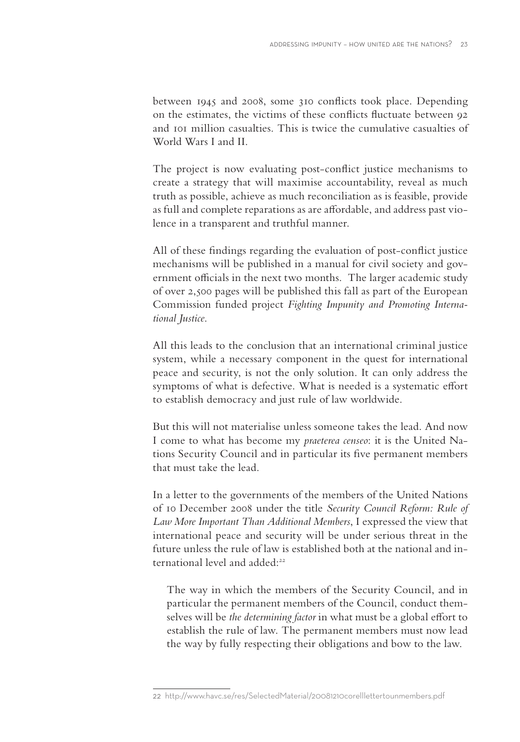between 1945 and 2008, some 310 conflicts took place. Depending on the estimates, the victims of these conflicts fluctuate between 92 and 101 million casualties. This is twice the cumulative casualties of World Wars I and II.

The project is now evaluating post-conflict justice mechanisms to create a strategy that will maximise accountability, reveal as much truth as possible, achieve as much reconciliation as is feasible, provide as full and complete reparations as are affordable, and address past violence in a transparent and truthful manner.

All of these findings regarding the evaluation of post-conflict justice mechanisms will be published in a manual for civil society and government officials in the next two months. The larger academic study of over 2,500 pages will be published this fall as part of the European Commission funded project *Fighting Impunity and Promoting International Justice*.

All this leads to the conclusion that an international criminal justice system, while a necessary component in the quest for international peace and security, is not the only solution. It can only address the symptoms of what is defective. What is needed is a systematic effort to establish democracy and just rule of law worldwide.

But this will not materialise unless someone takes the lead. And now I come to what has become my *praeterea censeo*: it is the United Nations Security Council and in particular its five permanent members that must take the lead.

In a letter to the governments of the members of the United Nations of 10 December 2008 under the title *Security Council Reform: Rule of Law More Important Than Additional Members*, I expressed the view that international peace and security will be under serious threat in the future unless the rule of law is established both at the national and international level and added:[22]

> The way in which the members of the Security Council, and in particular the permanent members of the Council, conduct themselves will be *the determining factor* in what must be a global effort to establish the rule of law. The permanent members must now lead the way by fully respecting their obligations and bow to the law.

---

22 http://www.havc.se/res/SelectedMaterial/20081210corellllettertounmembers.pdf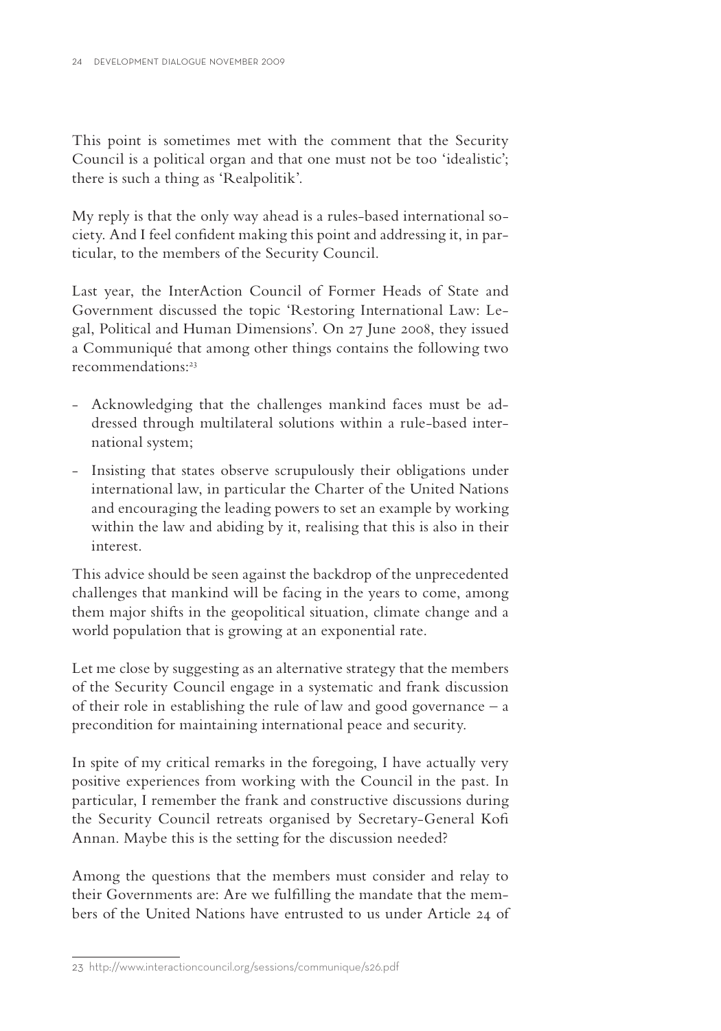This point is sometimes met with the comment that the Security Council is a political organ and that one must not be too 'idealistic'; there is such a thing as 'Realpolitik'.

My reply is that the only way ahead is a rules-based international society. And I feel confident making this point and addressing it, in particular, to the members of the Security Council.

Last year, the InterAction Council of Former Heads of State and Government discussed the topic 'Restoring International Law: Legal, Political and Human Dimensions'. On 27 June 2008, they issued a Communiqué that among other things contains the following two recommendations:[23]

- Acknowledging that the challenges mankind faces must be addressed through multilateral solutions within a rule-based international system;
- Insisting that states observe scrupulously their obligations under international law, in particular the Charter of the United Nations and encouraging the leading powers to set an example by working within the law and abiding by it, realising that this is also in their interest.

This advice should be seen against the backdrop of the unprecedented challenges that mankind will be facing in the years to come, among them major shifts in the geopolitical situation, climate change and a world population that is growing at an exponential rate.

Let me close by suggesting as an alternative strategy that the members of the Security Council engage in a systematic and frank discussion of their role in establishing the rule of law and good governance – a precondition for maintaining international peace and security.

In spite of my critical remarks in the foregoing, I have actually very positive experiences from working with the Council in the past. In particular, I remember the frank and constructive discussions during the Security Council retreats organised by Secretary-General Kofi Annan. Maybe this is the setting for the discussion needed?

Among the questions that the members must consider and relay to their Governments are: Are we fulfilling the mandate that the members of the United Nations have entrusted to us under Article 24 of

---

23 http://www.interactioncouncil.org/sessions/communique/s26.pdf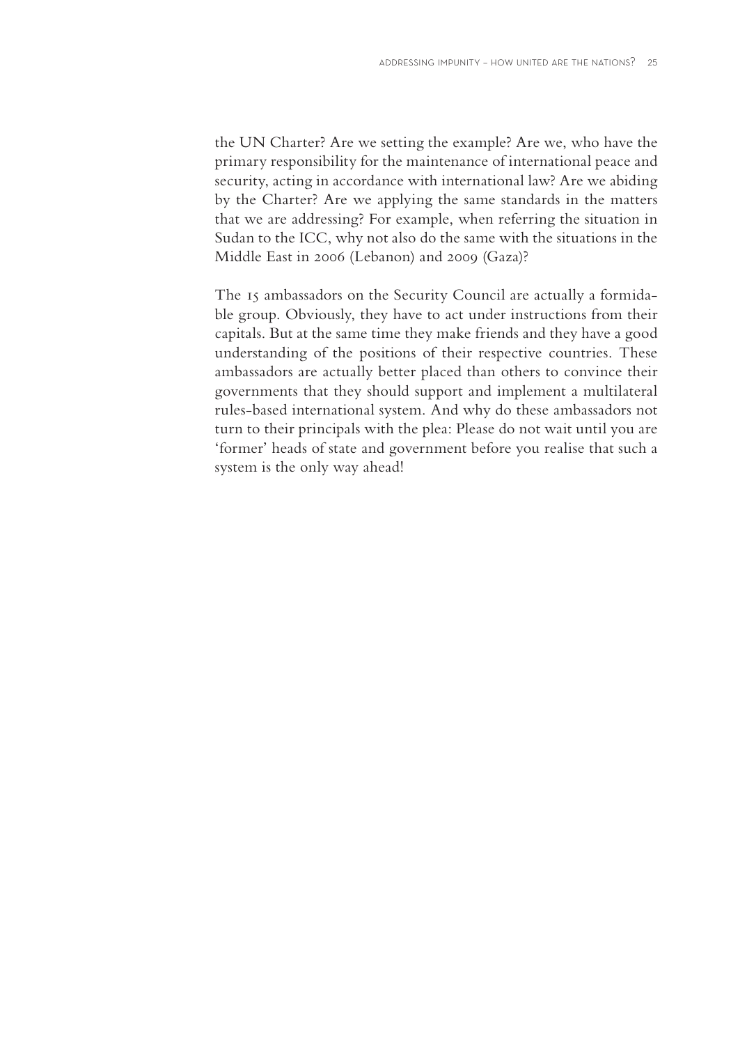the UN Charter? Are we setting the example? Are we, who have the primary responsibility for the maintenance of international peace and security, acting in accordance with international law? Are we abiding by the Charter? Are we applying the same standards in the matters that we are addressing? For example, when referring the situation in Sudan to the ICC, why not also do the same with the situations in the Middle East in 2006 (Lebanon) and 2009 (Gaza)?

The 15 ambassadors on the Security Council are actually a formidable group. Obviously, they have to act under instructions from their capitals. But at the same time they make friends and they have a good understanding of the positions of their respective countries. These ambassadors are actually better placed than others to convince their governments that they should support and implement a multilateral rules-based international system. And why do these ambassadors not turn to their principals with the plea: Please do not wait until you are 'former' heads of state and government before you realise that such a system is the only way ahead!